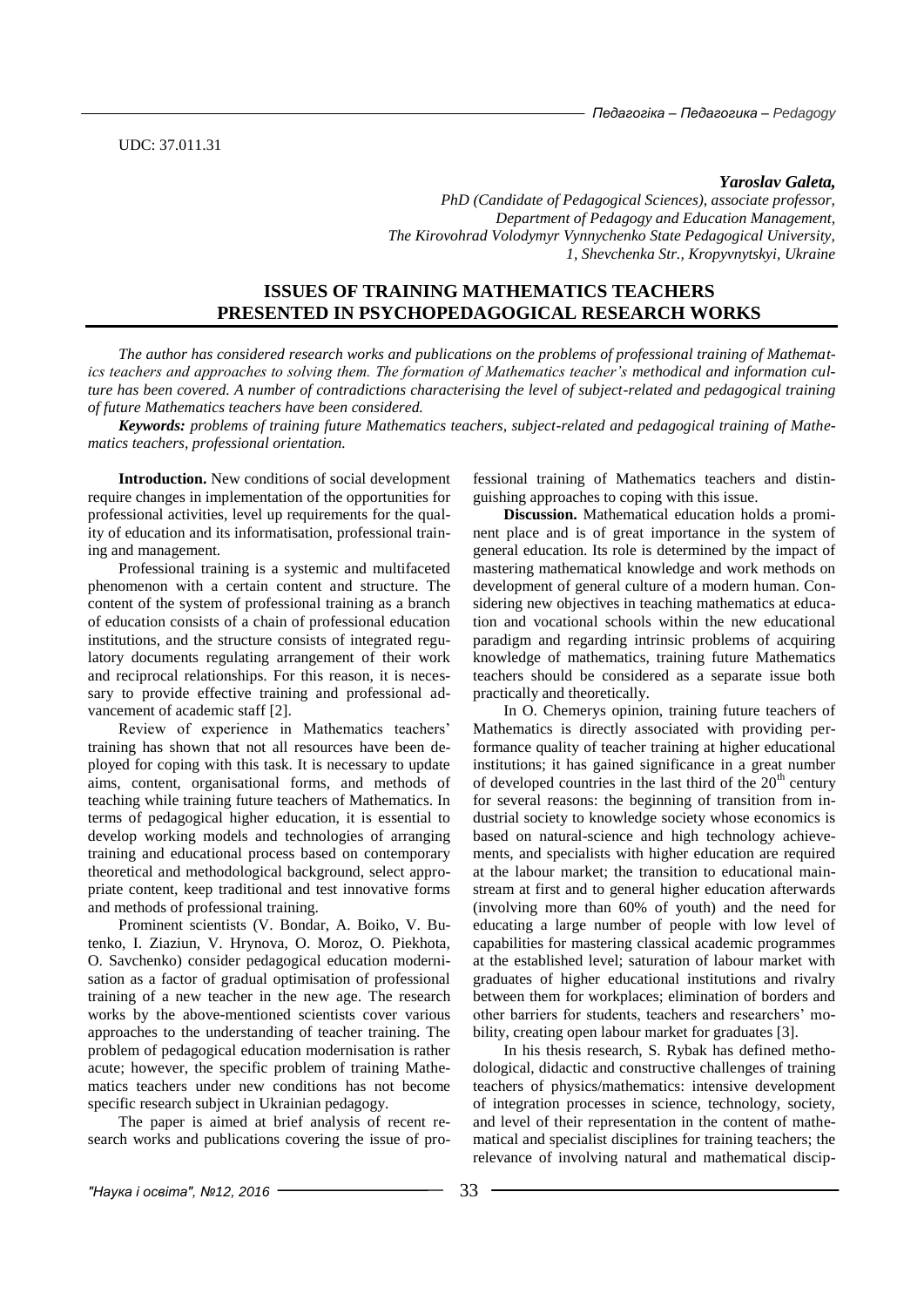UDC: 37.011.31

***Yaroslav Galeta,***

*PhD (Candidate of Pedagogical Sciences), associate professor,*
*Department of Pedagogy and Education Management,*
*The Kirovohrad Volodymyr Vynnychenko State Pedagogical University,*
*1, Shevchenka Str., Kropyvnytskyi, Ukraine*

# ISSUES OF TRAINING MATHEMATICS TEACHERS PRESENTED IN PSYCHOPEDAGOGICAL RESEARCH WORKS

*The author has considered research works and publications on the problems of professional training of Mathematics teachers and approaches to solving them. The formation of Mathematics teacher's methodical and information culture has been covered. A number of contradictions characterising the level of subject-related and pedagogical training of future Mathematics teachers have been considered.*

***Keywords:*** *problems of training future Mathematics teachers, subject-related and pedagogical training of Mathematics teachers, professional orientation.*

**Introduction.** New conditions of social development require changes in implementation of the opportunities for professional activities, level up requirements for the quality of education and its informatisation, professional training and management.

Professional training is a systemic and multifaceted phenomenon with a certain content and structure. The content of the system of professional training as a branch of education consists of a chain of professional education institutions, and the structure consists of integrated regulatory documents regulating arrangement of their work and reciprocal relationships. For this reason, it is necessary to provide effective training and professional advancement of academic staff [2].

Review of experience in Mathematics teachers' training has shown that not all resources have been deployed for coping with this task. It is necessary to update aims, content, organisational forms, and methods of teaching while training future teachers of Mathematics. In terms of pedagogical higher education, it is essential to develop working models and technologies of arranging training and educational process based on contemporary theoretical and methodological background, select appropriate content, keep traditional and test innovative forms and methods of professional training.

Prominent scientists (V. Bondar, A. Boiko, V. Butenko, I. Ziaziun, V. Hrynova, O. Moroz, O. Piekhota, O. Savchenko) consider pedagogical education modernisation as a factor of gradual optimisation of professional training of a new teacher in the new age. The research works by the above-mentioned scientists cover various approaches to the understanding of teacher training. The problem of pedagogical education modernisation is rather acute; however, the specific problem of training Mathematics teachers under new conditions has not become specific research subject in Ukrainian pedagogy.

The paper is aimed at brief analysis of recent research works and publications covering the issue of professional training of Mathematics teachers and distinguishing approaches to coping with this issue.

**Discussion.** Mathematical education holds a prominent place and is of great importance in the system of general education. Its role is determined by the impact of mastering mathematical knowledge and work methods on development of general culture of a modern human. Considering new objectives in teaching mathematics at education and vocational schools within the new educational paradigm and regarding intrinsic problems of acquiring knowledge of mathematics, training future Mathematics teachers should be considered as a separate issue both practically and theoretically.

In O. Chemerys opinion, training future teachers of Mathematics is directly associated with providing performance quality of teacher training at higher educational institutions; it has gained significance in a great number of developed countries in the last third of the 20[th] century for several reasons: the beginning of transition from industrial society to knowledge society whose economics is based on natural-science and high technology achievements, and specialists with higher education are required at the labour market; the transition to educational mainstream at first and to general higher education afterwards (involving more than 60% of youth) and the need for educating a large number of people with low level of capabilities for mastering classical academic programmes at the established level; saturation of labour market with graduates of higher educational institutions and rivalry between them for workplaces; elimination of borders and other barriers for students, teachers and researchers' mobility, creating open labour market for graduates [3].

In his thesis research, S. Rybak has defined methodological, didactic and constructive challenges of training teachers of physics/mathematics: intensive development of integration processes in science, technology, society, and level of their representation in the content of mathematical and specialist disciplines for training teachers; the relevance of involving natural and mathematical discip-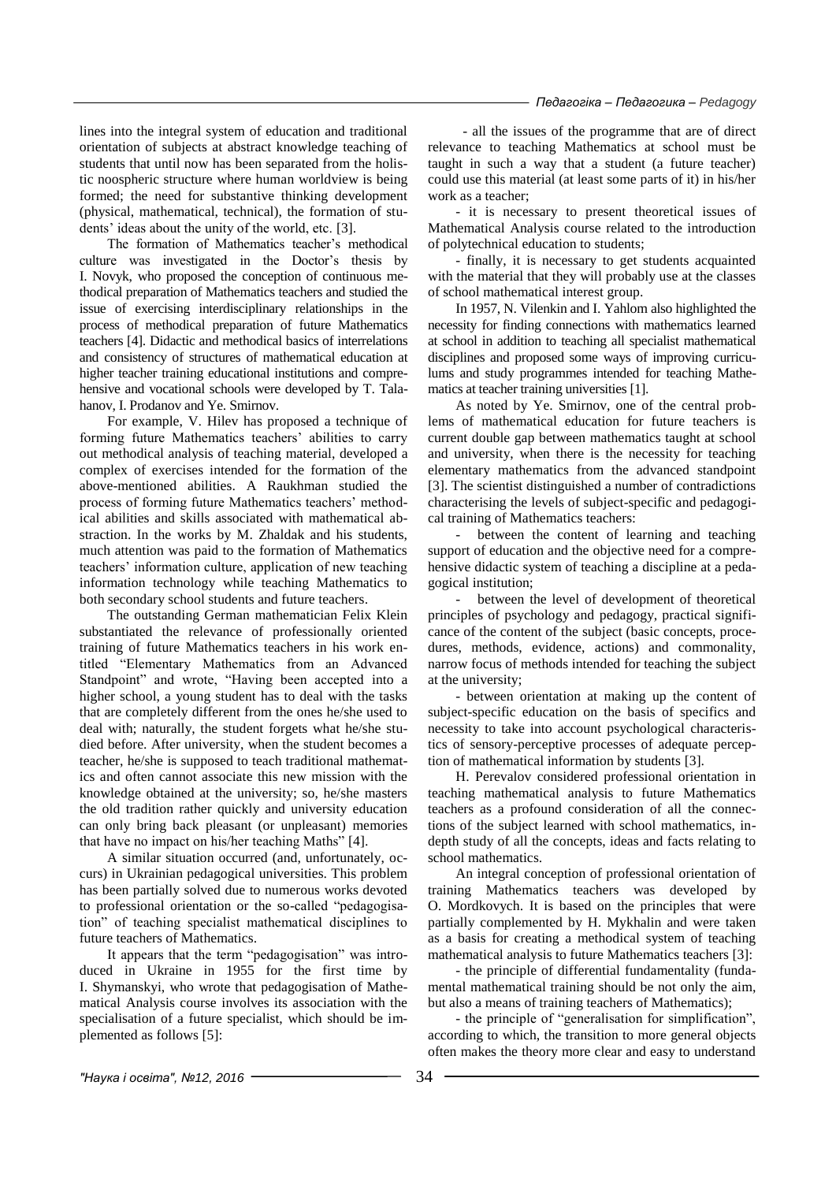lines into the integral system of education and traditional orientation of subjects at abstract knowledge teaching of students that until now has been separated from the holistic noospheric structure where human worldview is being formed; the need for substantive thinking development (physical, mathematical, technical), the formation of students' ideas about the unity of the world, etc. [3].

The formation of Mathematics teacher's methodical culture was investigated in the Doctor's thesis by I. Novyk, who proposed the conception of continuous methodical preparation of Mathematics teachers and studied the issue of exercising interdisciplinary relationships in the process of methodical preparation of future Mathematics teachers [4]. Didactic and methodical basics of interrelations and consistency of structures of mathematical education at higher teacher training educational institutions and comprehensive and vocational schools were developed by T. Talahanov, I. Prodanov and Ye. Smirnov.

For example, V. Hilev has proposed a technique of forming future Mathematics teachers' abilities to carry out methodical analysis of teaching material, developed a complex of exercises intended for the formation of the above-mentioned abilities. A Raukhman studied the process of forming future Mathematics teachers' methodical abilities and skills associated with mathematical abstraction. In the works by M. Zhaldak and his students, much attention was paid to the formation of Mathematics teachers' information culture, application of new teaching information technology while teaching Mathematics to both secondary school students and future teachers.

The outstanding German mathematician Felix Klein substantiated the relevance of professionally oriented training of future Mathematics teachers in his work entitled "Elementary Mathematics from an Advanced Standpoint" and wrote, "Having been accepted into a higher school, a young student has to deal with the tasks that are completely different from the ones he/she used to deal with; naturally, the student forgets what he/she studied before. After university, when the student becomes a teacher, he/she is supposed to teach traditional mathematics and often cannot associate this new mission with the knowledge obtained at the university; so, he/she masters the old tradition rather quickly and university education can only bring back pleasant (or unpleasant) memories that have no impact on his/her teaching Maths" [4].

A similar situation occurred (and, unfortunately, occurs) in Ukrainian pedagogical universities. This problem has been partially solved due to numerous works devoted to professional orientation or the so-called "pedagogisation" of teaching specialist mathematical disciplines to future teachers of Mathematics.

It appears that the term "pedagogisation" was introduced in Ukraine in 1955 for the first time by I. Shymanskyi, who wrote that pedagogisation of Mathematical Analysis course involves its association with the specialisation of a future specialist, which should be implemented as follows [5]:

- all the issues of the programme that are of direct relevance to teaching Mathematics at school must be taught in such a way that a student (a future teacher) could use this material (at least some parts of it) in his/her work as a teacher;
- it is necessary to present theoretical issues of Mathematical Analysis course related to the introduction of polytechnical education to students;
- finally, it is necessary to get students acquainted with the material that they will probably use at the classes of school mathematical interest group.

In 1957, N. Vilenkin and I. Yahlom also highlighted the necessity for finding connections with mathematics learned at school in addition to teaching all specialist mathematical disciplines and proposed some ways of improving curriculums and study programmes intended for teaching Mathematics at teacher training universities [1].

As noted by Ye. Smirnov, one of the central problems of mathematical education for future teachers is current double gap between mathematics taught at school and university, when there is the necessity for teaching elementary mathematics from the advanced standpoint [3]. The scientist distinguished a number of contradictions characterising the levels of subject-specific and pedagogical training of Mathematics teachers:

- between the content of learning and teaching support of education and the objective need for a comprehensive didactic system of teaching a discipline at a pedagogical institution;
- between the level of development of theoretical principles of psychology and pedagogy, practical significance of the content of the subject (basic concepts, procedures, methods, evidence, actions) and commonality, narrow focus of methods intended for teaching the subject at the university;
- between orientation at making up the content of subject-specific education on the basis of specifics and necessity to take into account psychological characteristics of sensory-perceptive processes of adequate perception of mathematical information by students [3].

H. Perevalov considered professional orientation in teaching mathematical analysis to future Mathematics teachers as a profound consideration of all the connections of the subject learned with school mathematics, in-depth study of all the concepts, ideas and facts relating to school mathematics.

An integral conception of professional orientation of training Mathematics teachers was developed by O. Mordkovych. It is based on the principles that were partially complemented by H. Mykhalin and were taken as a basis for creating a methodical system of teaching mathematical analysis to future Mathematics teachers [3]:

- the principle of differential fundamentality (fundamental mathematical training should be not only the aim, but also a means of training teachers of Mathematics);
- the principle of "generalisation for simplification", according to which, the transition to more general objects often makes the theory more clear and easy to understand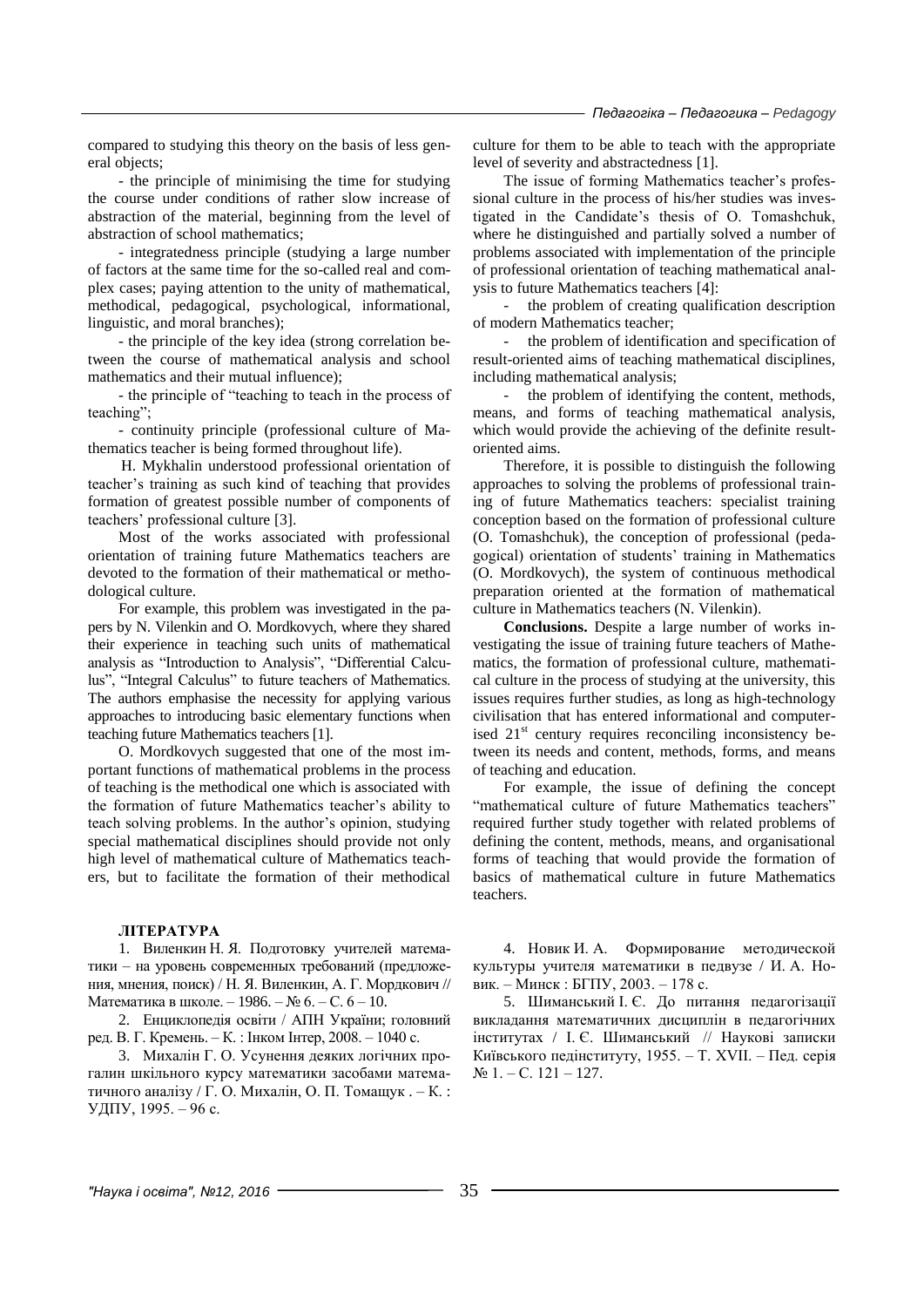compared to studying this theory on the basis of less general objects;

- the principle of minimising the time for studying the course under conditions of rather slow increase of abstraction of the material, beginning from the level of abstraction of school mathematics;

- integratedness principle (studying a large number of factors at the same time for the so-called real and complex cases; paying attention to the unity of mathematical, methodical, pedagogical, psychological, informational, linguistic, and moral branches);

- the principle of the key idea (strong correlation between the course of mathematical analysis and school mathematics and their mutual influence);

- the principle of "teaching to teach in the process of teaching";

- continuity principle (professional culture of Mathematics teacher is being formed throughout life).

H. Mykhalin understood professional orientation of teacher's training as such kind of teaching that provides formation of greatest possible number of components of teachers' professional culture [3].

Most of the works associated with professional orientation of training future Mathematics teachers are devoted to the formation of their mathematical or methodological culture.

For example, this problem was investigated in the papers by N. Vilenkin and O. Mordkovych, where they shared their experience in teaching such units of mathematical analysis as "Introduction to Analysis", "Differential Calculus", "Integral Calculus" to future teachers of Mathematics. The authors emphasise the necessity for applying various approaches to introducing basic elementary functions when teaching future Mathematics teachers [1].

O. Mordkovych suggested that one of the most important functions of mathematical problems in the process of teaching is the methodical one which is associated with the formation of future Mathematics teacher's ability to teach solving problems. In the author's opinion, studying special mathematical disciplines should provide not only high level of mathematical culture of Mathematics teachers, but to facilitate the formation of their methodical culture for them to be able to teach with the appropriate level of severity and abstractedness [1].

The issue of forming Mathematics teacher's professional culture in the process of his/her studies was investigated in the Candidate's thesis of O. Tomashchuk, where he distinguished and partially solved a number of problems associated with implementation of the principle of professional orientation of teaching mathematical analysis to future Mathematics teachers [4]:

- the problem of creating qualification description of modern Mathematics teacher;

- the problem of identification and specification of result-oriented aims of teaching mathematical disciplines, including mathematical analysis;

- the problem of identifying the content, methods, means, and forms of teaching mathematical analysis, which would provide the achieving of the definite result-oriented aims.

Therefore, it is possible to distinguish the following approaches to solving the problems of professional training of future Mathematics teachers: specialist training conception based on the formation of professional culture (O. Tomashchuk), the conception of professional (pedagogical) orientation of students' training in Mathematics (O. Mordkovych), the system of continuous methodical preparation oriented at the formation of mathematical culture in Mathematics teachers (N. Vilenkin).

**Conclusions.** Despite a large number of works investigating the issue of training future teachers of Mathematics, the formation of professional culture, mathematical culture in the process of studying at the university, this issues requires further studies, as long as high-technology civilisation that has entered informational and computerised 21st century requires reconciling inconsistency between its needs and content, methods, forms, and means of teaching and education.

For example, the issue of defining the concept "mathematical culture of future Mathematics teachers" required further study together with related problems of defining the content, methods, means, and organisational forms of teaching that would provide the formation of basics of mathematical culture in future Mathematics teachers.

**ЛІТЕРАТУРА**

1. Виленкин Н. Я. Подготовку учителей математики – на уровень современных требований (предложения, мнения, поиск) / Н. Я. Виленкин, А. Г. Мордкович // Математика в школе. – 1986. – № 6. – С. 6 – 10.

2. Енциклопедія освіти / АПН України; головний ред. В. Г. Кремень. – К. : Інком Інтер, 2008. – 1040 с.

3. Михалін Г. О. Усунення деяких логічних прогалин шкільного курсу математики засобами математичного аналізу / Г. О. Михалін, О. П. Томащук . – К. : УДПУ, 1995. – 96 с.

4. Новик И. А. Формирование методической культуры учителя математики в педвузе / И. А. Новик. – Минск : БГПУ, 2003. – 178 с.

5. Шиманський І. Є. До питання педагогізації викладання математичних дисциплін в педагогічних інститутах / І. Є. Шиманський // Наукові записки Київського педінституту, 1955. – Т. XVII. – Пед. серія № 1. – С. 121 – 127.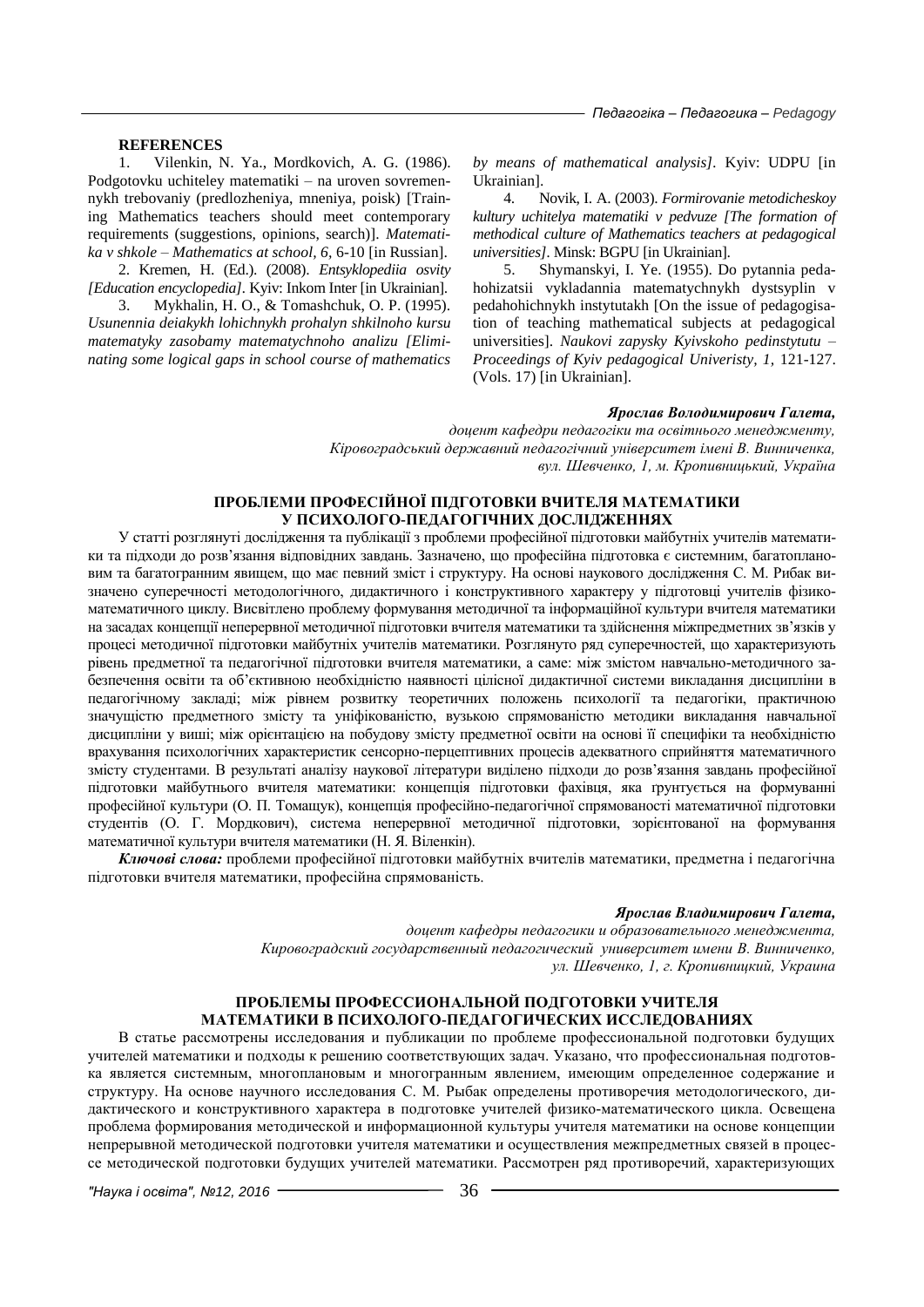**REFERENCES**

1. Vilenkin, N. Ya., Mordkovich, A. G. (1986). Podgotovku uchiteley matematiki – na uroven sovremennykh trebovaniy (predlozheniya, mneniya, poisk) [Training Mathematics teachers should meet contemporary requirements (suggestions, opinions, search)]. *Matematika v shkole – Mathematics at school, 6,* 6-10 [in Russian].

2. Kremen, H. (Ed.). (2008). *Entsyklopediia osvity [Education encyclopedia]*. Kyiv: Inkom Inter [in Ukrainian].

3. Mykhalin, H. O., & Tomashchuk, O. P. (1995). *Usunennia deiakykh lohichnykh prohalyn shkilnoho kursu matematyky zasobamy matematychnoho analizu [Eliminating some logical gaps in school course of mathematics by means of mathematical analysis]*. Kyiv: UDPU [in Ukrainian].

4. Novik, I. A. (2003). *Formirovanie metodicheskoy kultury uchitelya matematiki v pedvuze [The formation of methodical culture of Mathematics teachers at pedagogical universities]*. Minsk: BGPU [in Ukrainian].

5. Shymanskyi, I. Ye. (1955). Do pytannia pedahohizatsii vykladannia matematychnykh dystsyplin v pedahohichnykh instytutakh [On the issue of pedagogisation of teaching mathematical subjects at pedagogical universities]. *Naukovi zapysky Kyivskoho pedinstytutu – Proceedings of Kyiv pedagogical Univeristy, 1,* 121-127. (Vols. 17) [in Ukrainian].

***Ярослав Володимирович Галета,***

*доцент кафедри педагогіки та освітнього менеджменту,*
*Кіровоградський державний педагогічний університет імені В. Винниченка,*
*вул. Шевченко, 1, м. Кропивницький, Україна*

## ПРОБЛЕМИ ПРОФЕСІЙНОЇ ПІДГОТОВКИ ВЧИТЕЛЯ МАТЕМАТИКИ У ПСИХОЛОГО-ПЕДАГОГІЧНИХ ДОСЛІДЖЕННЯХ

У статті розглянуті дослідження та публікації з проблеми професійної підготовки майбутніх учителів математики та підходи до розв'язання відповідних завдань. Зазначено, що професійна підготовка є системним, багатоплановим та багатогранним явищем, що має певний зміст і структуру. На основі наукового дослідження С. М. Рибак визначено суперечності методологічного, дидактичного і конструктивного характеру у підготовці учителів фізико-математичного циклу. Висвітлено проблему формування методичної та інформаційної культури вчителя математики на засадах концепції неперервної методичної підготовки вчителя математики та здійснення міжпредметних зв'язків у процесі методичної підготовки майбутніх учителів математики. Розглянуто ряд суперечностей, що характеризують рівень предметної та педагогічної підготовки вчителя математики, а саме: між змістом навчально-методичного забезпечення освіти та об'єктивною необхідністю наявності цілісної дидактичної системи викладання дисципліни в педагогічному закладі; між рівнем розвитку теоретичних положень психології та педагогіки, практичною значущістю предметного змісту та уніфікованістю, вузькою спрямованістю методики викладання навчальної дисципліни у виші; між орієнтацією на побудову змісту предметної освіти на основі її специфіки та необхідністю врахування психологічних характеристик сенсорно-перцептивних процесів адекватного сприйняття математичного змісту студентами. В результаті аналізу наукової літератури виділено підходи до розв'язання завдань професійної підготовки майбутнього вчителя математики: концепція підготовки фахівця, яка ґрунтується на формуванні професійної культури (О. П. Томащук), концепція професійно-педагогічної спрямованості математичної підготовки студентів (О. Г. Мордкович), система неперервної методичної підготовки, зорієнтованої на формування математичної культури вчителя математики (Н. Я. Віленкін).

***Ключові слова:*** проблеми професійної підготовки майбутніх вчителів математики, предметна і педагогічна підготовки вчителя математики, професійна спрямованість.

***Ярослав Владимирович Галета,***

*доцент кафедры педагогики и образовательного менеджмента,*
*Кировоградский государственный педагогический университет имени В. Винниченко,*
*ул. Шевченко, 1, г. Кропивницкий, Украина*

## ПРОБЛЕМЫ ПРОФЕССИОНАЛЬНОЙ ПОДГОТОВКИ УЧИТЕЛЯ МАТЕМАТИКИ В ПСИХОЛОГО-ПЕДАГОГИЧЕСКИХ ИССЛЕДОВАНИЯХ

В статье рассмотрены исследования и публикации по проблеме профессиональной подготовки будущих учителей математики и подходы к решению соответствующих задач. Указано, что профессиональная подготовка является системным, многоплановым и многогранным явлением, имеющим определенное содержание и структуру. На основе научного исследования С. М. Рыбак определены противоречия методологического, дидактического и конструктивного характера в подготовке учителей физико-математического цикла. Освещена проблема формирования методической и информационной культуры учителя математики на основе концепции непрерывной методической подготовки учителя математики и осуществления межпредметных связей в процессе методической подготовки будущих учителей математики. Рассмотрен ряд противоречий, характеризующих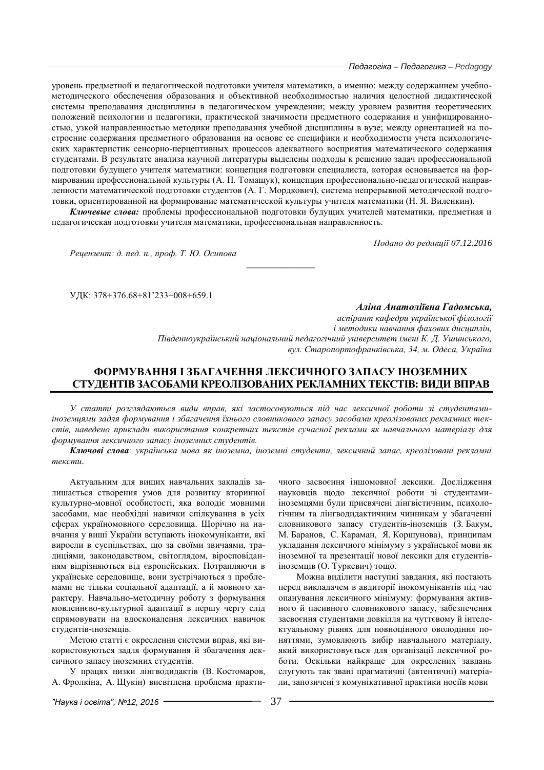уровень предметной и педагогической подготовки учителя математики, а именно: между содержанием учебно-методического обеспечения образования и объективной необходимостью наличия целостной дидактической системы преподавания дисциплины в педагогическом учреждении; между уровнем развития теоретических положений психологии и педагогики, практической значимости предметного содержания и унифицированностью, узкой направленностью методики преподавания учебной дисциплины в вузе; между ориентацией на построение содержания предметного образования на основе ее специфики и необходимости учета психологических характеристик сенсорно-перцептивных процессов адекватного восприятия математического содержания студентами. В результате анализа научной литературы выделены подходы к решению задач профессиональной подготовки будущего учителя математики: концепция подготовки специалиста, которая основывается на формировании профессиональной культуры (А. П. Томащук), концепция профессионально-педагогической направленности математической подготовки студентов (А. Г. Мордкович), система непрерывной методической подготовки, ориентированной на формирование математической культуры учителя математики (Н. Я. Виленкин).

***Ключевые слова:*** проблемы профессиональной подготовки будущих учителей математики, предметная и педагогическая подготовки учителя математики, профессиональная направленность.

*Подано до редакції 07.12.2016*

*Рецензент: д. пед. н., проф. Т. Ю. Осипова*

---

УДК: 378+376.68+81'233+008+659.1

***Аліна Анатоліївна Гадомська,***
*аспірант кафедри української філології*
*і методики навчання фахових дисциплін,*
*Південноукраїнський національний педагогічний університет імені К. Д. Ушинського,*
*вул. Старопортофранківська, 34, м. Одеса, Україна*

## ФОРМУВАННЯ І ЗБАГАЧЕННЯ ЛЕКСИЧНОГО ЗАПАСУ ІНОЗЕМНИХ СТУДЕНТІВ ЗАСОБАМИ КРЕОЛІЗОВАНИХ РЕКЛАМНИХ ТЕКСТІВ: ВИДИ ВПРАВ

*У статті розглядаються види вправ, які застосовуються під час лексичної роботи зі студентами-іноземцями задля формування і збагачення їхнього словникового запасу засобами креолізованих рекламних текстів, наведено приклади використання конкретних текстів сучасної реклами як навчального матеріалу для формування лексичного запасу іноземних студентів.*

***Ключові слова****: українська мова як іноземна, іноземні студенти, лексичний запас, креолізовані рекламні тексти.*

Актуальним для вищих навчальних закладів залишається створення умов для розвитку вторинної культурно-мовної особистості, яка володіє мовними засобами, має необхідні навички спілкування в усіх сферах україномовного середовища. Щорічно на навчання у виші України вступають інокомуніканти, які виросли в суспільствах, що за своїми звичаями, традиціями, законодавством, світоглядом, віросповіданням відрізняються від європейських. Потрапляючи в українське середовище, вони зустрічаються з проблемами не тільки соціальної адаптації, а й мовного характеру. Навчально-методичну роботу з формування мовленнєво-культурної адаптації в першу чергу слід спрямовувати на вдосконалення лексичних навичок студентів-іноземців.

Метою статті є окреслення системи вправ, які використовуються задля формування й збагачення лексичного запасу іноземних студентів.

У працях низки лінгводидактів (В. Костомаров, А. Фролкіна, А. Щукін) висвітлена проблема практичного засвоєння іншомовної лексики. Дослідження науковців щодо лексичної роботи зі студентами-іноземцями були присвячені лінгвістичним, психологічним та лінгводидактичним чинникам у збагаченні словникового запасу студентів-іноземців (З. Бакум, М. Баранов, С. Караман, Я. Коршунова), принципам укладання лексичного мінімуму з української мови як іноземної та презентації нової лексики для студентів-іноземців (О. Туркевич) тощо.

Можна виділити наступні завдання, які постають перед викладачем в авдиторії інокомунікантів під час опанування лексичного мінімуму: формування активного й пасивного словникового запасу, забезпечення засвоєння студентами довкілля на чуттєвому й інтелектуальному рівнях для повноцінного оволодіння поняттями, зумовлюють вибір навчального матеріалу, який використовується для організації лексичної роботи. Оскільки найкраще для окреслених завдань слугують так звані прагматичні (автентичні) матеріали, запозичені з комунікативної практики носіїв мови